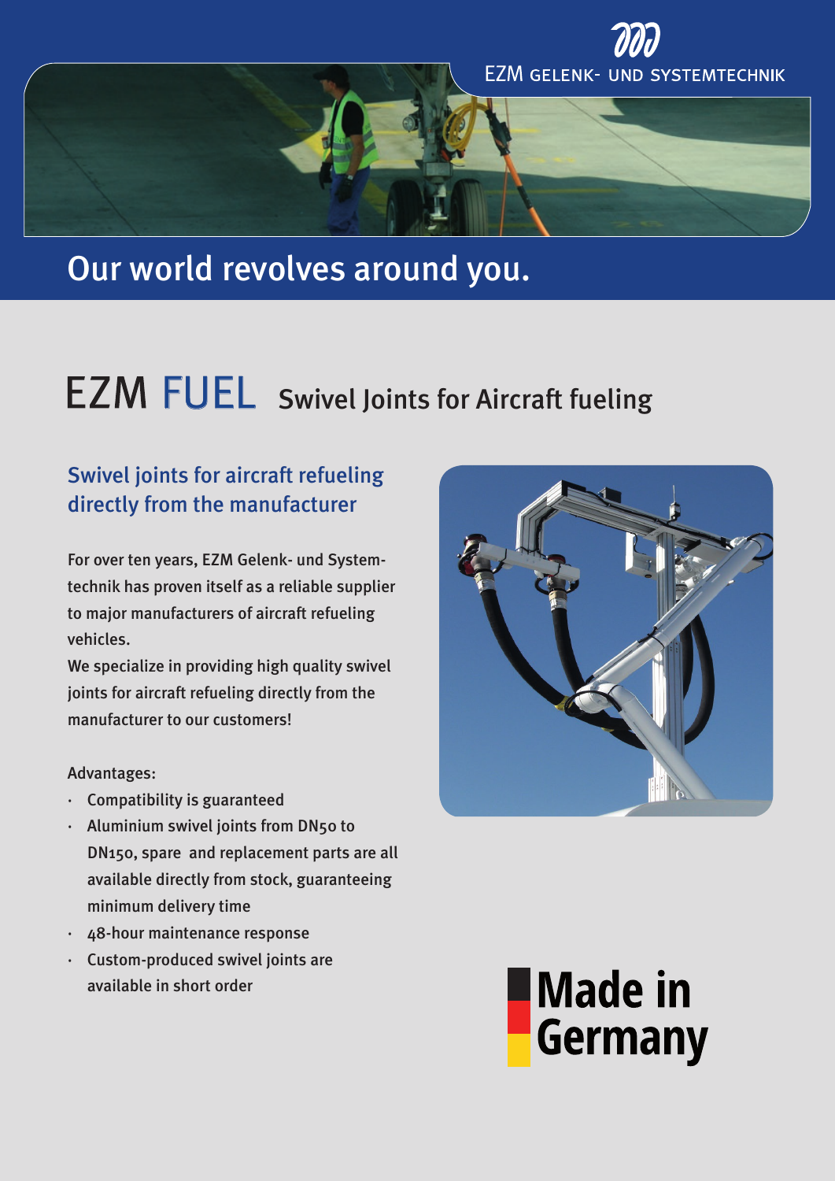EZM GELENK- UND SYSTEMTECHNIK

Our world revolves around you.

# EZM FUEL Swivel Joints for Aircraft fueling

## Swivel joints for aircraft refueling directly from the manufacturer

For over ten years, EZM Gelenk- und Systemtechnik has proven itself as a reliable supplier to major manufacturers of aircraft refueling vehicles.

We specialize in providing high quality swivel joints for aircraft refueling directly from the manufacturer to our customers!

Advantages:

- Compatibility is guaranteed
- Aluminium swivel joints from DN50 to DN150, spare and replacement parts are all available directly from stock, guaranteeing minimum delivery time
- 48-hour maintenance response
- Custom-produced swivel joints are available in short order

**Made in Germany**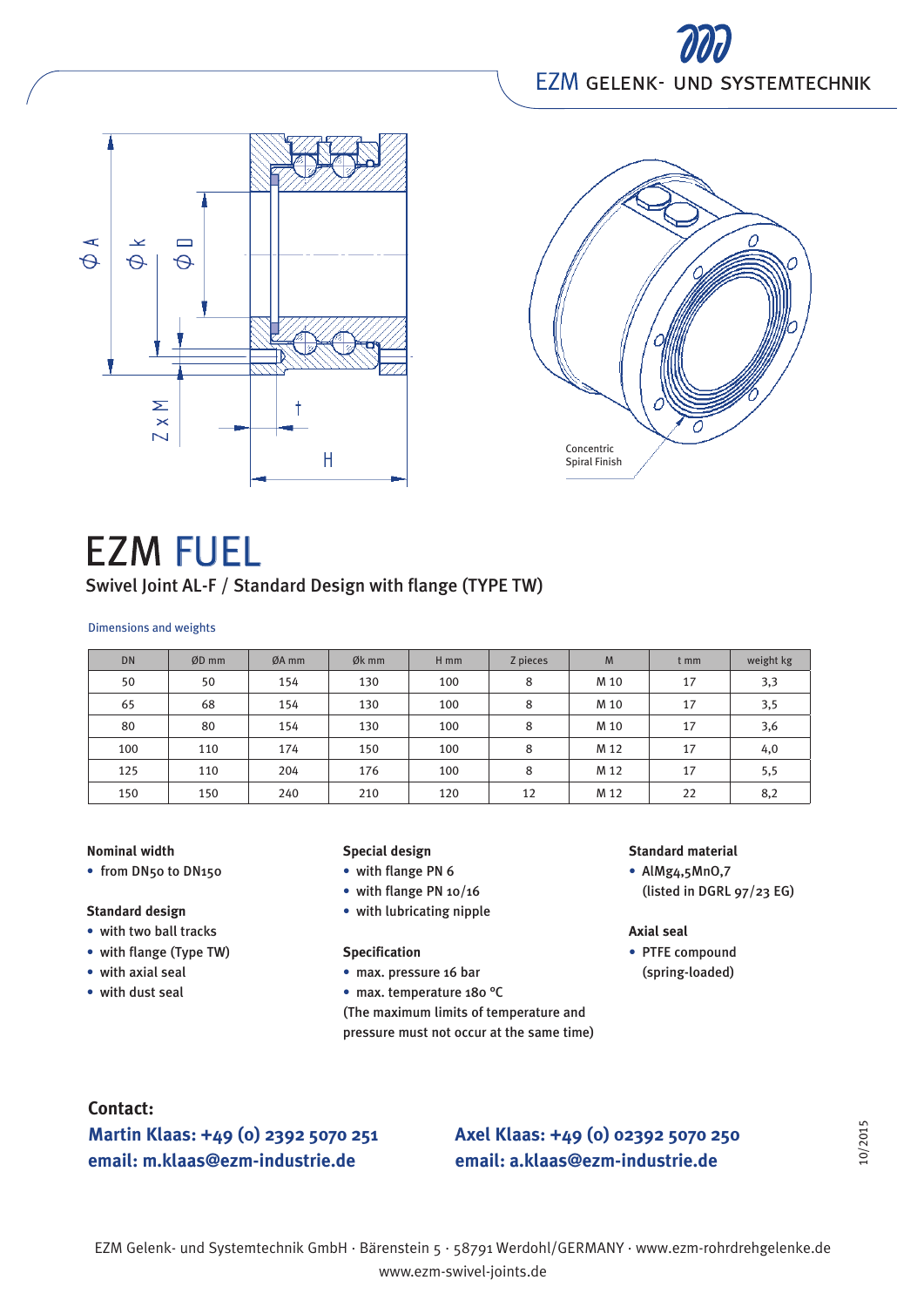EZM GELENK- UND SYSTEMTECHNIK

Concentric Spiral Finish

# EZM FUEL

## Swivel Joint AL-F / Standard Design with flange (TYPE TW)

Dimensions and weights

| DN | ØD mm | ØA mm | Øk mm | H mm | Z pieces | M | t mm | weight kg |
|---|---|---|---|---|---|---|---|---|
| 50 | 50 | 154 | 130 | 100 | 8 | M 10 | 17 | 3,3 |
| 65 | 68 | 154 | 130 | 100 | 8 | M 10 | 17 | 3,5 |
| 80 | 80 | 154 | 130 | 100 | 8 | M 10 | 17 | 3,6 |
| 100 | 110 | 174 | 150 | 100 | 8 | M 12 | 17 | 4,0 |
| 125 | 110 | 204 | 176 | 100 | 8 | M 12 | 17 | 5,5 |
| 150 | 150 | 240 | 210 | 120 | 12 | M 12 | 22 | 8,2 |

**Nominal width**
- from DN50 to DN150

**Standard design**
- with two ball tracks
- with flange (Type TW)
- with axial seal
- with dust seal

**Special design**
- with flange PN 6
- with flange PN 10/16
- with lubricating nipple

**Specification**
- max. pressure 16 bar
- max. temperature 180 °C

(The maximum limits of temperature and pressure must not occur at the same time)

**Standard material**
- AlMg4,5MnO,7 (listed in DGRL 97/23 EG)

**Axial seal**
- PTFE compound (spring-loaded)

**Contact:**

**Martin Klaas: +49 (0) 2392 5070 251**
**email: m.klaas@ezm-industrie.de**

**Axel Klaas: +49 (0) 02392 5070 250**
**email: a.klaas@ezm-industrie.de**

10/2015

EZM Gelenk- und Systemtechnik GmbH · Bärenstein 5 · 58791 Werdohl/GERMANY · www.ezm-rohrdrehgelenke.de
www.ezm-swivel-joints.de